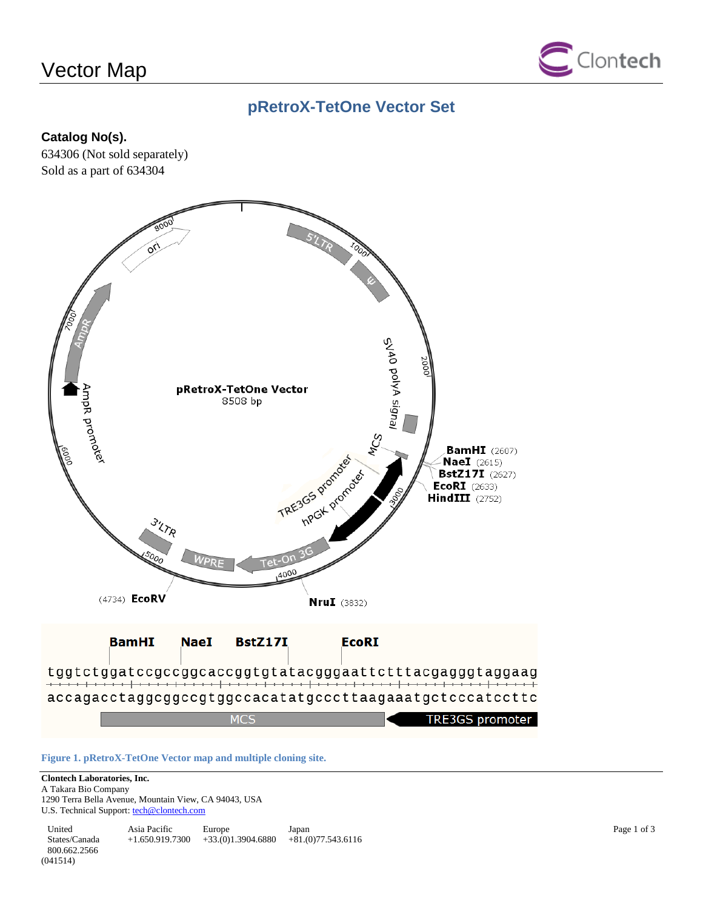# Vector Map

## pRetroX-TetOne Vector Set

**Catalog No(s).**

634306 (Not sold separately)
Sold as a part of 634304

pRetroX-TetOne Vector
8508 bp

5'LTR, Ψ, SV40 polyA signal, MCS, TRE3GS promoter, hPGK promoter, Tet-On 3G, WPRE, 3'LTR, AmpR promoter, AmpR, ori

BamHI (2607)
NaeI (2615)
BstZ17I (2627)
EcoRI (2633)
HindIII (2752)
NruI (3832)
(4734) EcoRV

BamHI NaeI BstZ17I EcoRI

```
tggtctggatccgccggcaccggtgtatacgggaattctttacgagggtaggaag
accagacctaggcggccgtggccacatatgcccttaagaaatgctcccatccttc
```

MCS | TRE3GS promoter

**Figure 1. pRetroX-TetOne Vector map and multiple cloning site.**

**Clontech Laboratories, Inc.**
A Takara Bio Company
1290 Terra Bella Avenue, Mountain View, CA 94043, USA
U.S. Technical Support: tech@clontech.com

| United States/Canada | Asia Pacific | Europe | Japan |
|---|---|---|---|
| 800.662.2566 | +1.650.919.7300 | +33.(0)1.3904.6880 | +81.(0)77.543.6116 |

(041514)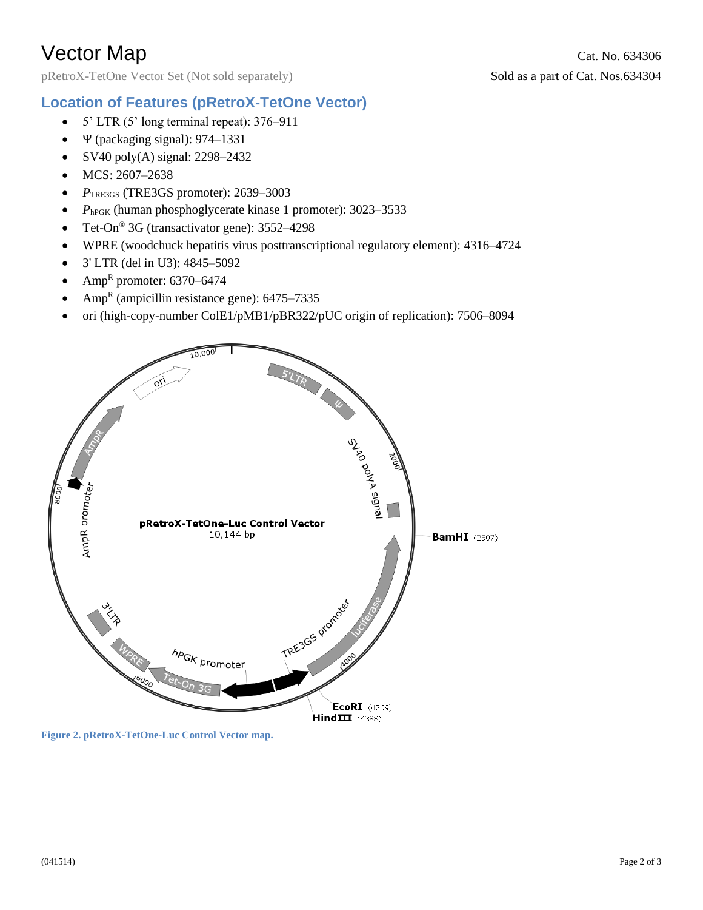# Vector Map

Cat. No. 634306

pRetroX-TetOne Vector Set (Not sold separately)

Sold as a part of Cat. Nos.634304

## Location of Features (pRetroX-TetOne Vector)

- 5' LTR (5' long terminal repeat): 376–911
- Ψ (packaging signal): 974–1331
- SV40 poly(A) signal: 2298–2432
- MCS: 2607–2638
- $P_{TRE3GS}$ (TRE3GS promoter): 2639–3003
- $P_{hPGK}$ (human phosphoglycerate kinase 1 promoter): 3023–3533
- Tet-On® 3G (transactivator gene): 3552–4298
- WPRE (woodchuck hepatitis virus posttranscriptional regulatory element): 4316–4724
- 3' LTR (del in U3): 4845–5092
- $Amp^R$ promoter: 6370–6474
- $Amp^R$ (ampicillin resistance gene): 6475–7335
- ori (high-copy-number ColE1/pMB1/pBR322/pUC origin of replication): 7506–8094

pRetroX-TetOne-Luc Control Vector
10,144 bp

5'LTR, Ψ, SV40 polyA signal, BamHI (2607), luciferase, TRE3GS promoter, EcoRI (4269), HindIII (4388), hPGK promoter, Tet-On 3G, WPRE, 3'LTR, AmpR promoter, AmpR, ori

2000, 4000, 6000, 8000, 10,000

**Figure 2. pRetroX-TetOne-Luc Control Vector map.**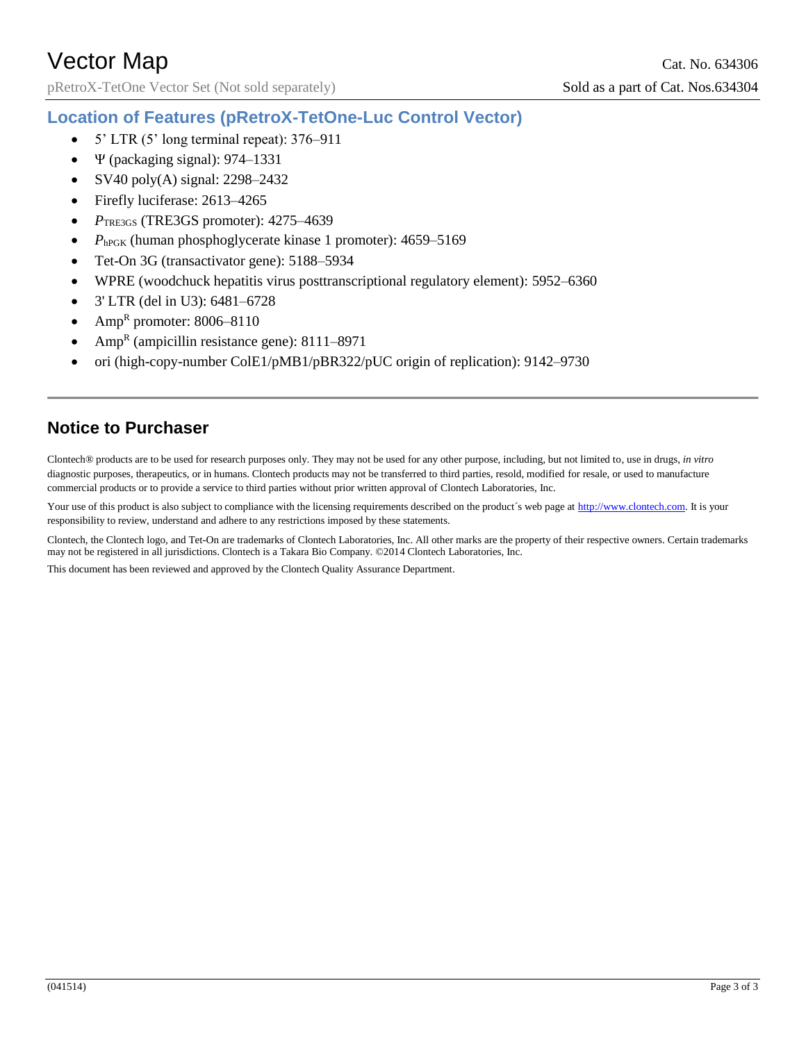## Location of Features (pRetroX-TetOne-Luc Control Vector)

- 5' LTR (5' long terminal repeat): 376–911
- Ψ (packaging signal): 974–1331
- SV40 poly(A) signal: 2298–2432
- Firefly luciferase: 2613–4265
- $P_{TRE3GS}$ (TRE3GS promoter): 4275–4639
- $P_{hPGK}$ (human phosphoglycerate kinase 1 promoter): 4659–5169
- Tet-On 3G (transactivator gene): 5188–5934
- WPRE (woodchuck hepatitis virus posttranscriptional regulatory element): 5952–6360
- 3' LTR (del in U3): 6481–6728
- $Amp^R$ promoter: 8006–8110
- $Amp^R$ (ampicillin resistance gene): 8111–8971
- ori (high-copy-number ColE1/pMB1/pBR322/pUC origin of replication): 9142–9730

---

## Notice to Purchaser

Clontech® products are to be used for research purposes only. They may not be used for any other purpose, including, but not limited to, use in drugs, *in vitro* diagnostic purposes, therapeutics, or in humans. Clontech products may not be transferred to third parties, resold, modified for resale, or used to manufacture commercial products or to provide a service to third parties without prior written approval of Clontech Laboratories, Inc.

Your use of this product is also subject to compliance with the licensing requirements described on the product´s web page at http://www.clontech.com. It is your responsibility to review, understand and adhere to any restrictions imposed by these statements.

Clontech, the Clontech logo, and Tet-On are trademarks of Clontech Laboratories, Inc. All other marks are the property of their respective owners. Certain trademarks may not be registered in all jurisdictions. Clontech is a Takara Bio Company. ©2014 Clontech Laboratories, Inc.

This document has been reviewed and approved by the Clontech Quality Assurance Department.

(041514)